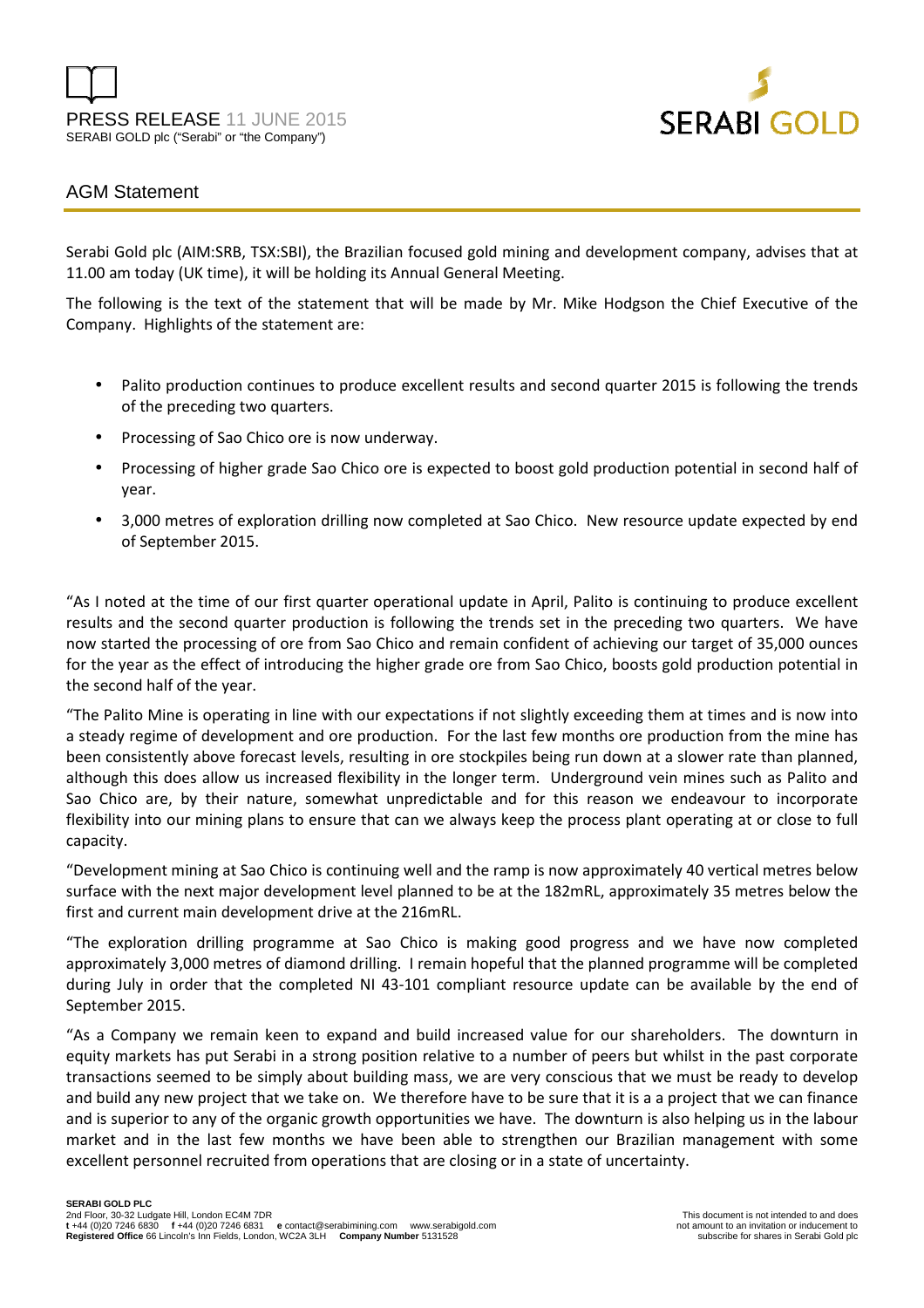PRESS RELEASE 11 JUNE 2015

SERABI GOLD plc ("Serabi" or "the Company")

SERABI GOLD

## AGM Statement

Serabi Gold plc (AIM:SRB, TSX:SBI), the Brazilian focused gold mining and development company, advises that at 11.00 am today (UK time), it will be holding its Annual General Meeting.

The following is the text of the statement that will be made by Mr. Mike Hodgson the Chief Executive of the Company. Highlights of the statement are:

- Palito production continues to produce excellent results and second quarter 2015 is following the trends of the preceding two quarters.
- Processing of Sao Chico ore is now underway.
- Processing of higher grade Sao Chico ore is expected to boost gold production potential in second half of year.
- 3,000 metres of exploration drilling now completed at Sao Chico. New resource update expected by end of September 2015.

"As I noted at the time of our first quarter operational update in April, Palito is continuing to produce excellent results and the second quarter production is following the trends set in the preceding two quarters. We have now started the processing of ore from Sao Chico and remain confident of achieving our target of 35,000 ounces for the year as the effect of introducing the higher grade ore from Sao Chico, boosts gold production potential in the second half of the year.

"The Palito Mine is operating in line with our expectations if not slightly exceeding them at times and is now into a steady regime of development and ore production. For the last few months ore production from the mine has been consistently above forecast levels, resulting in ore stockpiles being run down at a slower rate than planned, although this does allow us increased flexibility in the longer term. Underground vein mines such as Palito and Sao Chico are, by their nature, somewhat unpredictable and for this reason we endeavour to incorporate flexibility into our mining plans to ensure that can we always keep the process plant operating at or close to full capacity.

"Development mining at Sao Chico is continuing well and the ramp is now approximately 40 vertical metres below surface with the next major development level planned to be at the 182mRL, approximately 35 metres below the first and current main development drive at the 216mRL.

"The exploration drilling programme at Sao Chico is making good progress and we have now completed approximately 3,000 metres of diamond drilling. I remain hopeful that the planned programme will be completed during July in order that the completed NI 43-101 compliant resource update can be available by the end of September 2015.

"As a Company we remain keen to expand and build increased value for our shareholders. The downturn in equity markets has put Serabi in a strong position relative to a number of peers but whilst in the past corporate transactions seemed to be simply about building mass, we are very conscious that we must be ready to develop and build any new project that we take on. We therefore have to be sure that it is a a project that we can finance and is superior to any of the organic growth opportunities we have. The downturn is also helping us in the labour market and in the last few months we have been able to strengthen our Brazilian management with some excellent personnel recruited from operations that are closing or in a state of uncertainty.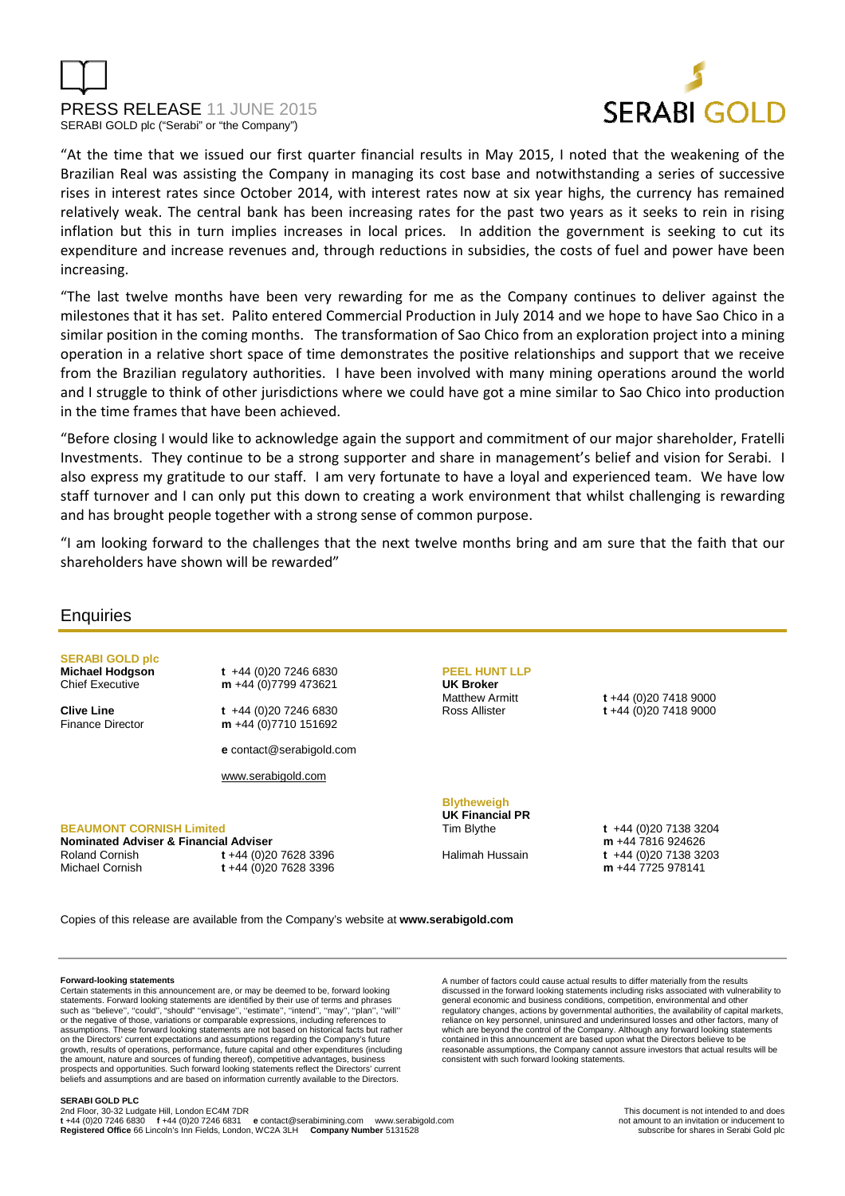"At the time that we issued our first quarter financial results in May 2015, I noted that the weakening of the Brazilian Real was assisting the Company in managing its cost base and notwithstanding a series of successive rises in interest rates since October 2014, with interest rates now at six year highs, the currency has remained relatively weak. The central bank has been increasing rates for the past two years as it seeks to rein in rising inflation but this in turn implies increases in local prices. In addition the government is seeking to cut its expenditure and increase revenues and, through reductions in subsidies, the costs of fuel and power have been increasing.

"The last twelve months have been very rewarding for me as the Company continues to deliver against the milestones that it has set. Palito entered Commercial Production in July 2014 and we hope to have Sao Chico in a similar position in the coming months. The transformation of Sao Chico from an exploration project into a mining operation in a relative short space of time demonstrates the positive relationships and support that we receive from the Brazilian regulatory authorities. I have been involved with many mining operations around the world and I struggle to think of other jurisdictions where we could have got a mine similar to Sao Chico into production in the time frames that have been achieved.

"Before closing I would like to acknowledge again the support and commitment of our major shareholder, Fratelli Investments. They continue to be a strong supporter and share in management's belief and vision for Serabi. I also express my gratitude to our staff. I am very fortunate to have a loyal and experienced team. We have low staff turnover and I can only put this down to creating a work environment that whilst challenging is rewarding and has brought people together with a strong sense of common purpose.

"I am looking forward to the challenges that the next twelve months bring and am sure that the faith that our shareholders have shown will be rewarded"

## Enquiries

**SERABI GOLD plc**

**Michael Hodgson**
Chief Executive
**t** +44 (0)20 7246 6830
**m** +44 (0)7799 473621

**Clive Line**
Finance Director
**t** +44 (0)20 7246 6830
**m** +44 (0)7710 151692

**e** contact@serabigold.com

www.serabigold.com

**BEAUMONT CORNISH Limited**
**Nominated Adviser & Financial Adviser**
Roland Cornish **t** +44 (0)20 7628 3396
Michael Cornish **t** +44 (0)20 7628 3396

**PEEL HUNT LLP**
**UK Broker**
Matthew Armitt **t** +44 (0)20 7418 9000
Ross Allister **t** +44 (0)20 7418 9000

**Blytheweigh**
**UK Financial PR**
Tim Blythe **t** +44 (0)20 7138 3204 **m** +44 7816 924626
Halimah Hussain **t** +44 (0)20 7138 3203 **m** +44 7725 978141

Copies of this release are available from the Company's website at **www.serabigold.com**

**Forward-looking statements**

Certain statements in this announcement are, or may be deemed to be, forward looking statements. Forward looking statements are identified by their use of terms and phrases such as "believe", "could", "should" "envisage", "estimate", "intend", "may", "plan", "will" or the negative of those, variations or comparable expressions, including references to assumptions. These forward looking statements are not based on historical facts but rather on the Directors' current expectations and assumptions regarding the Company's future growth, results of operations, performance, future capital and other expenditures (including the amount, nature and sources of funding thereof), competitive advantages, business prospects and opportunities. Such forward looking statements reflect the Directors' current beliefs and assumptions and are based on information currently available to the Directors.

A number of factors could cause actual results to differ materially from the results discussed in the forward looking statements including risks associated with vulnerability to general economic and business conditions, competition, environmental and other regulatory changes, actions by governmental authorities, the availability of capital markets, reliance on key personnel, uninsured and underinsured losses and other factors, many of which are beyond the control of the Company. Although any forward looking statements contained in this announcement are based upon what the Directors believe to be reasonable assumptions, the Company cannot assure investors that actual results will be consistent with such forward looking statements.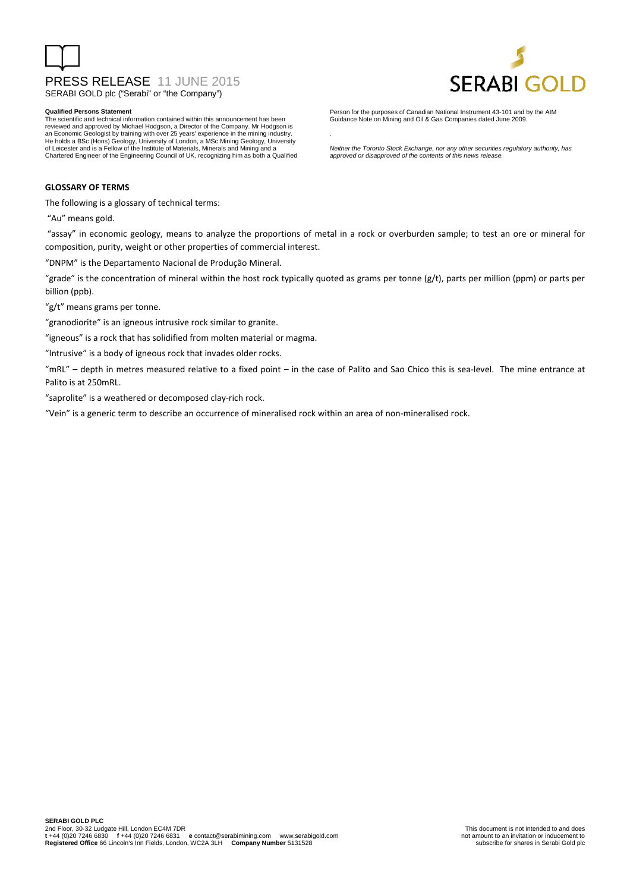**Qualified Persons Statement**

The scientific and technical information contained within this announcement has been reviewed and approved by Michael Hodgson, a Director of the Company. Mr Hodgson is an Economic Geologist by training with over 25 years' experience in the mining industry. He holds a BSc (Hons) Geology, University of London, a MSc Mining Geology, University of Leicester and is a Fellow of the Institute of Materials, Minerals and Mining and a Chartered Engineer of the Engineering Council of UK, recognizing him as both a Qualified Person for the purposes of Canadian National Instrument 43-101 and by the AIM Guidance Note on Mining and Oil & Gas Companies dated June 2009.

*Neither the Toronto Stock Exchange, nor any other securities regulatory authority, has approved or disapproved of the contents of this news release.*

## GLOSSARY OF TERMS

The following is a glossary of technical terms:

"Au" means gold.

"assay" in economic geology, means to analyze the proportions of metal in a rock or overburden sample; to test an ore or mineral for composition, purity, weight or other properties of commercial interest.

"DNPM" is the Departamento Nacional de Produção Mineral.

"grade" is the concentration of mineral within the host rock typically quoted as grams per tonne (g/t), parts per million (ppm) or parts per billion (ppb).

"g/t" means grams per tonne.

"granodiorite" is an igneous intrusive rock similar to granite.

"igneous" is a rock that has solidified from molten material or magma.

"Intrusive" is a body of igneous rock that invades older rocks.

"mRL" – depth in metres measured relative to a fixed point – in the case of Palito and Sao Chico this is sea-level. The mine entrance at Palito is at 250mRL.

"saprolite" is a weathered or decomposed clay-rich rock.

"Vein" is a generic term to describe an occurrence of mineralised rock within an area of non-mineralised rock.